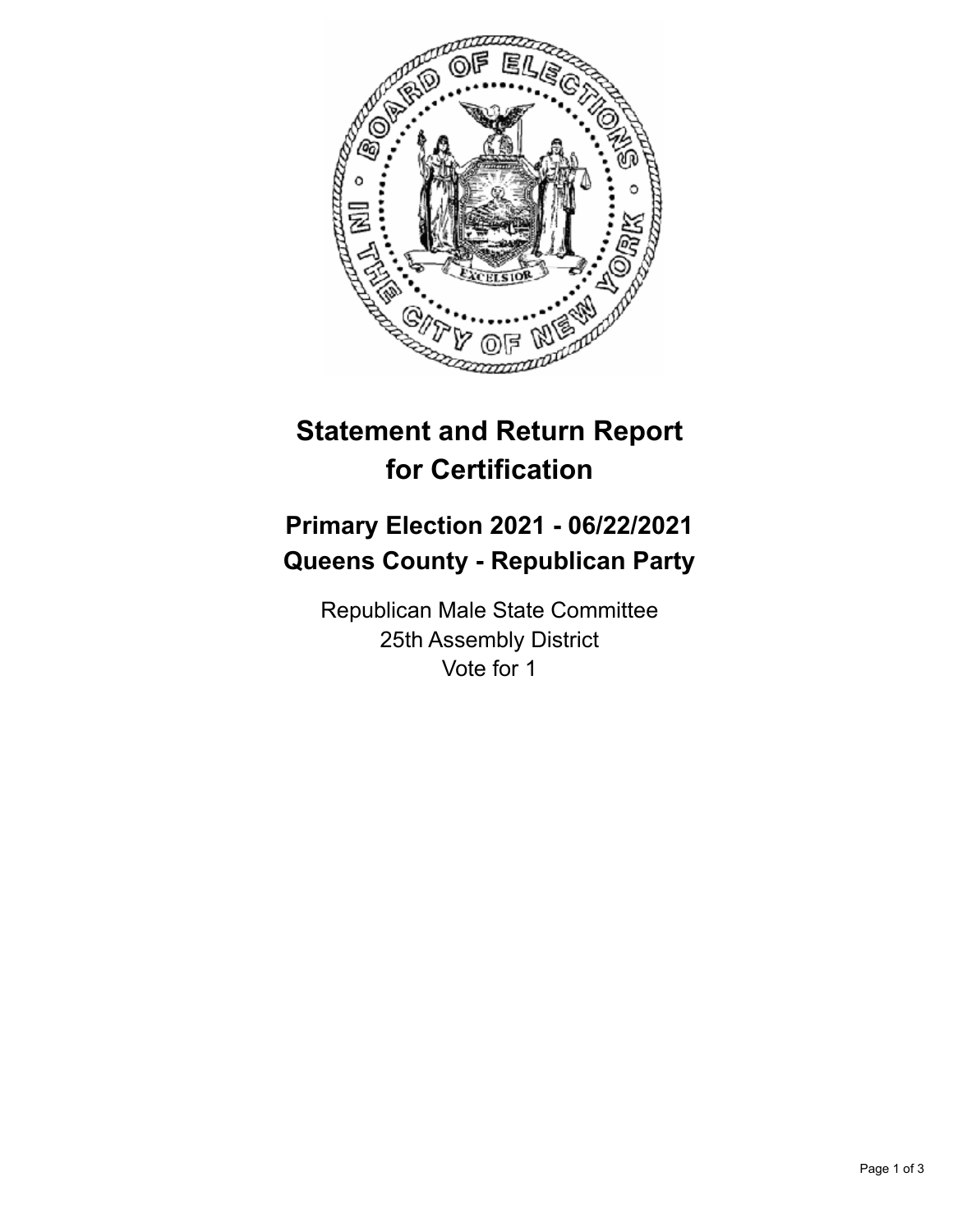# Statement and Return Report for Certification

## Primary Election 2021 - 06/22/2021
## Queens County - Republican Party

Republican Male State Committee
25th Assembly District
Vote for 1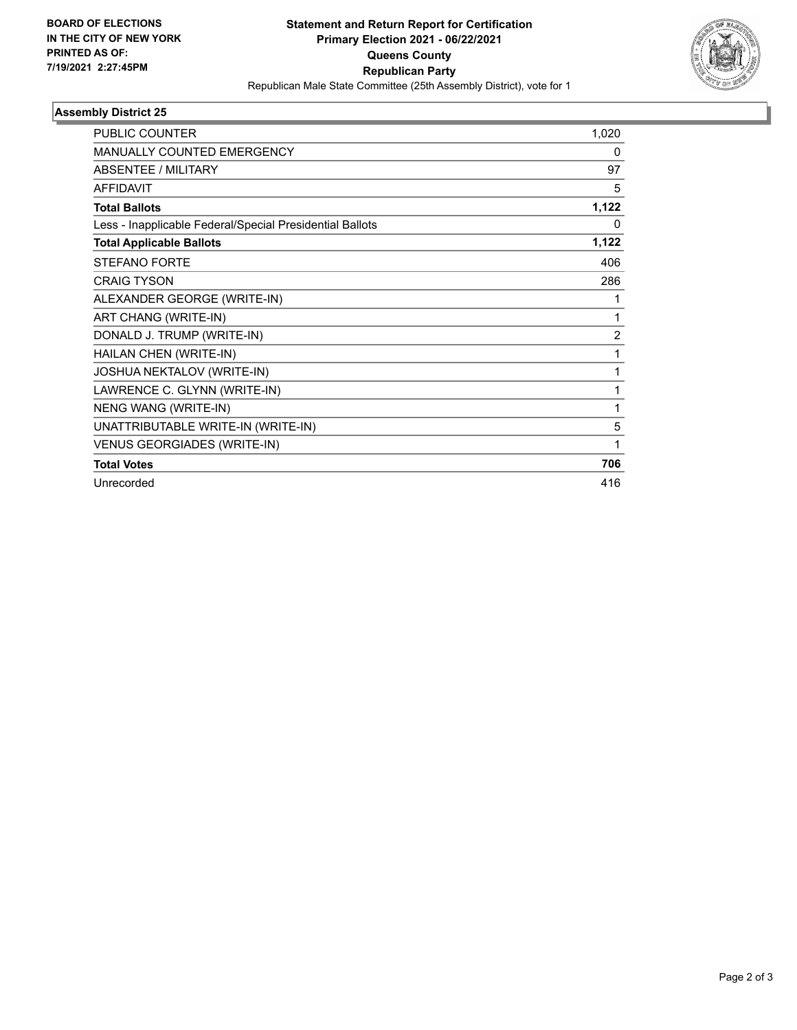**BOARD OF ELECTIONS**
**IN THE CITY OF NEW YORK**
**PRINTED AS OF:**
**7/19/2021 2:27:45PM**

**Statement and Return Report for Certification**
**Primary Election 2021 - 06/22/2021**
**Queens County**
**Republican Party**
Republican Male State Committee (25th Assembly District), vote for 1

## Assembly District 25

| | |
|---|---|
| PUBLIC COUNTER | 1,020 |
| MANUALLY COUNTED EMERGENCY | 0 |
| ABSENTEE / MILITARY | 97 |
| AFFIDAVIT | 5 |
| **Total Ballots** | **1,122** |
| Less - Inapplicable Federal/Special Presidential Ballots | 0 |
| **Total Applicable Ballots** | **1,122** |
| STEFANO FORTE | 406 |
| CRAIG TYSON | 286 |
| ALEXANDER GEORGE (WRITE-IN) | 1 |
| ART CHANG (WRITE-IN) | 1 |
| DONALD J. TRUMP (WRITE-IN) | 2 |
| HAILAN CHEN (WRITE-IN) | 1 |
| JOSHUA NEKTALOV (WRITE-IN) | 1 |
| LAWRENCE C. GLYNN (WRITE-IN) | 1 |
| NENG WANG (WRITE-IN) | 1 |
| UNATTRIBUTABLE WRITE-IN (WRITE-IN) | 5 |
| VENUS GEORGIADES (WRITE-IN) | 1 |
| **Total Votes** | **706** |
| Unrecorded | 416 |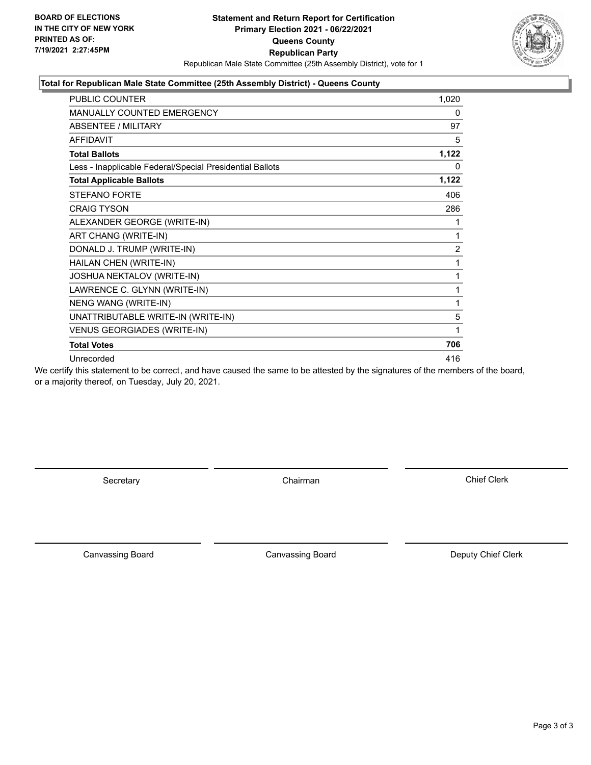**BOARD OF ELECTIONS IN THE CITY OF NEW YORK PRINTED AS OF: 7/19/2021 2:27:45PM**

**Statement and Return Report for Certification**
**Primary Election 2021 - 06/22/2021**
**Queens County**
**Republican Party**
Republican Male State Committee (25th Assembly District), vote for 1

### Total for Republican Male State Committee (25th Assembly District) - Queens County

| | |
|---|---|
| PUBLIC COUNTER | 1,020 |
| MANUALLY COUNTED EMERGENCY | 0 |
| ABSENTEE / MILITARY | 97 |
| AFFIDAVIT | 5 |
| **Total Ballots** | **1,122** |
| Less - Inapplicable Federal/Special Presidential Ballots | 0 |
| **Total Applicable Ballots** | **1,122** |
| STEFANO FORTE | 406 |
| CRAIG TYSON | 286 |
| ALEXANDER GEORGE (WRITE-IN) | 1 |
| ART CHANG (WRITE-IN) | 1 |
| DONALD J. TRUMP (WRITE-IN) | 2 |
| HAILAN CHEN (WRITE-IN) | 1 |
| JOSHUA NEKTALOV (WRITE-IN) | 1 |
| LAWRENCE C. GLYNN (WRITE-IN) | 1 |
| NENG WANG (WRITE-IN) | 1 |
| UNATTRIBUTABLE WRITE-IN (WRITE-IN) | 5 |
| VENUS GEORGIADES (WRITE-IN) | 1 |
| **Total Votes** | **706** |
| Unrecorded | 416 |

We certify this statement to be correct, and have caused the same to be attested by the signatures of the members of the board, or a majority thereof, on Tuesday, July 20, 2021.

Secretary

Chairman

Chief Clerk

Canvassing Board

Canvassing Board

Deputy Chief Clerk